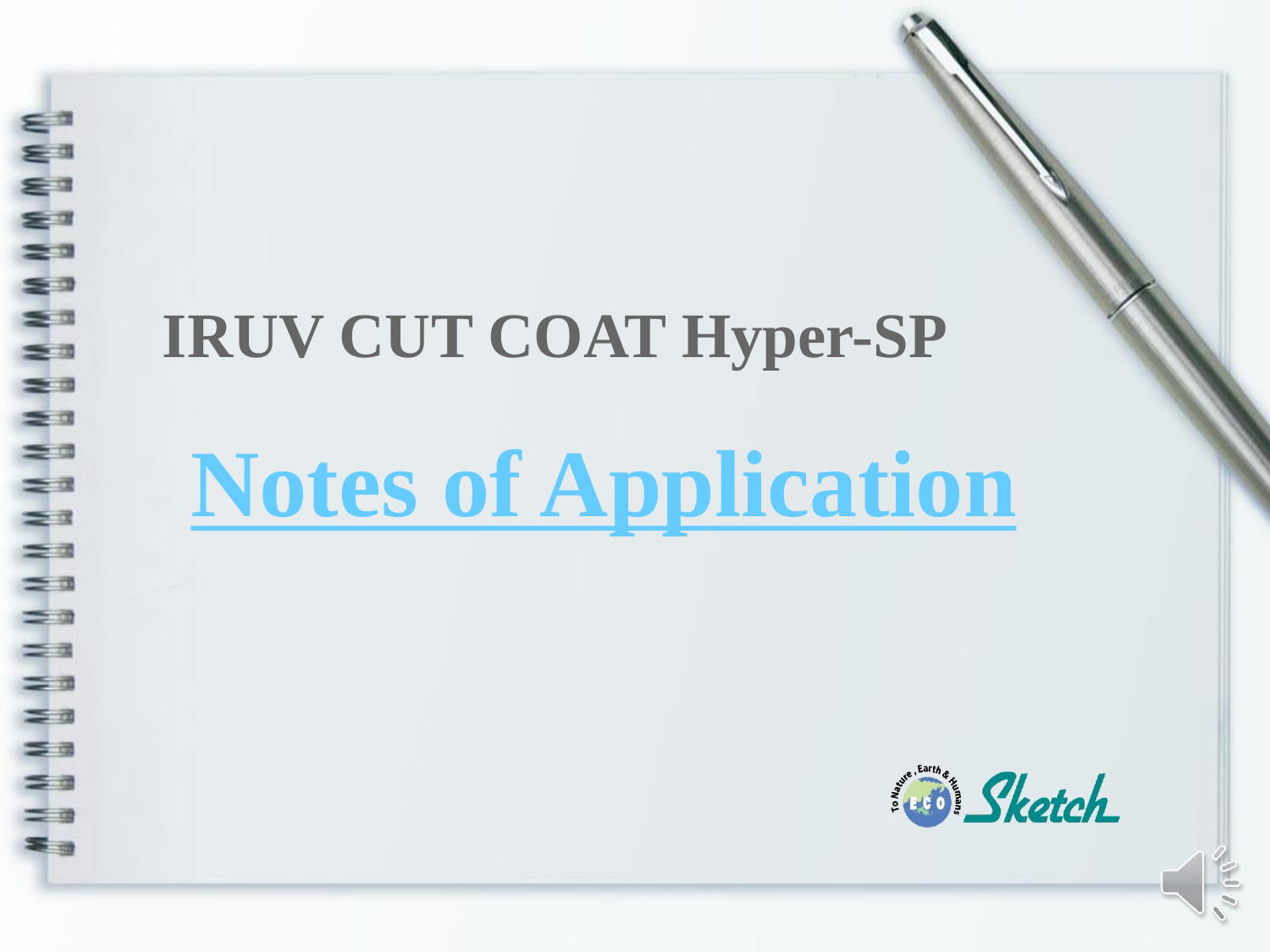# IRUV CUT COAT Hyper-SP

## Notes of Application

To Nature, Earth & Humans ECO Sketch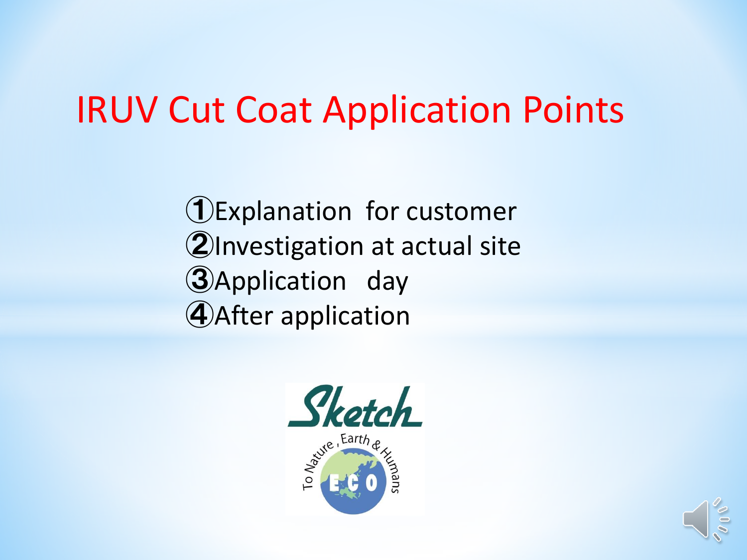# IRUV Cut Coat Application Points

①Explanation for customer
②Investigation at actual site
③Application day
④After application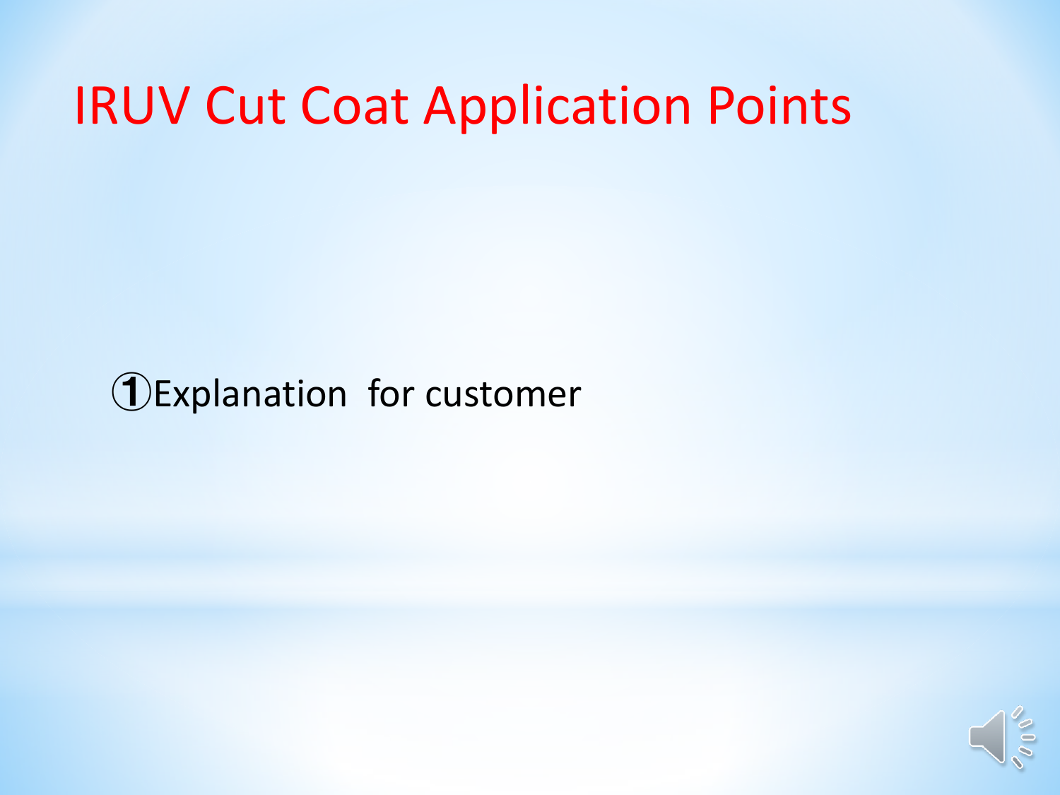# IRUV Cut Coat Application Points

①Explanation  for customer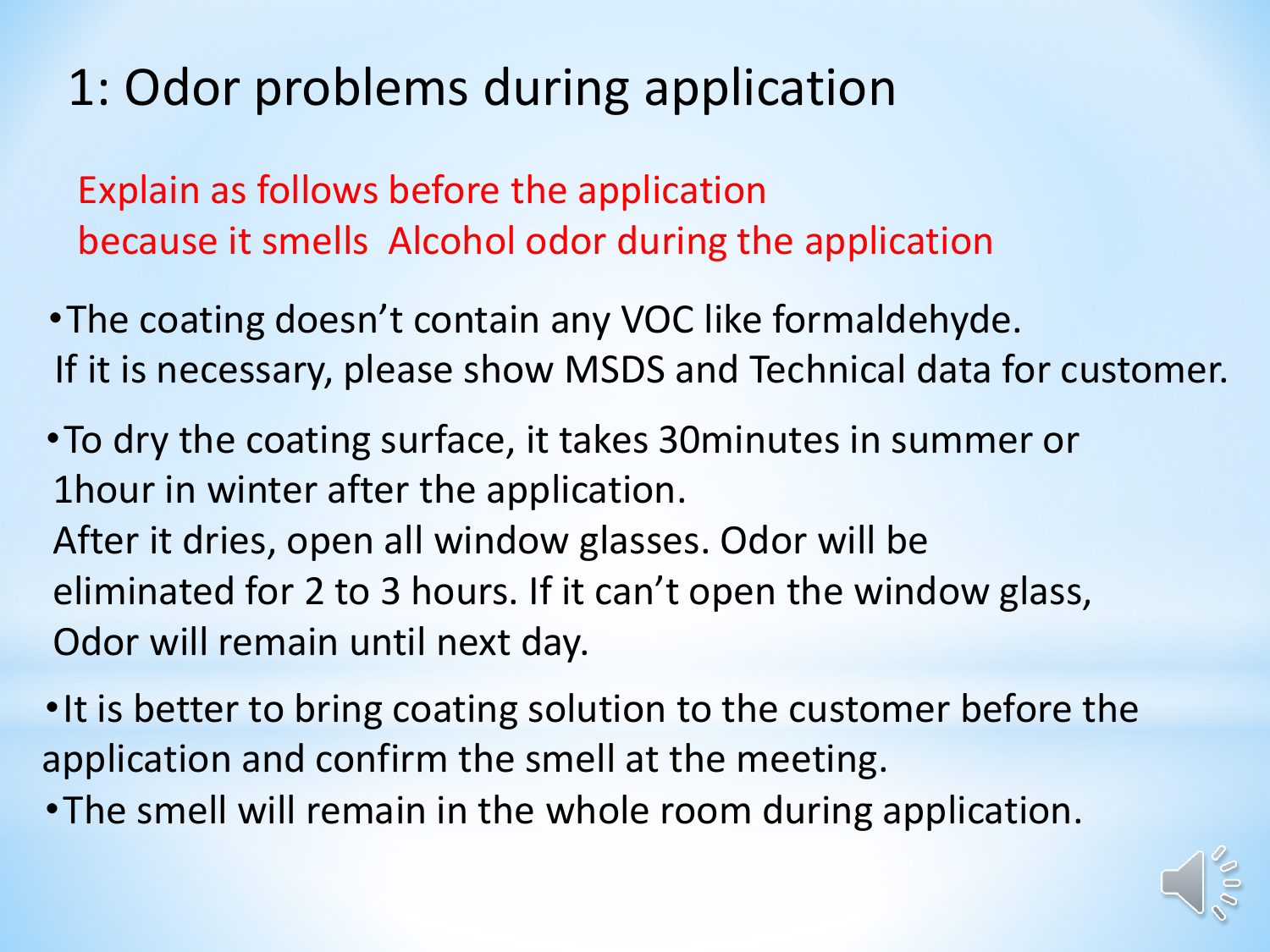# 1: Odor problems during application

Explain as follows before the application
because it smells  Alcohol odor during the application

- The coating doesn't contain any VOC like formaldehyde.
  If it is necessary, please show MSDS and Technical data for customer.
- To dry the coating surface, it takes 30minutes in summer or 1hour in winter after the application.
  After it dries, open all window glasses. Odor will be eliminated for 2 to 3 hours. If it can't open the window glass, Odor will remain until next day.
- It is better to bring coating solution to the customer before the application and confirm the smell at the meeting.
- The smell will remain in the whole room during application.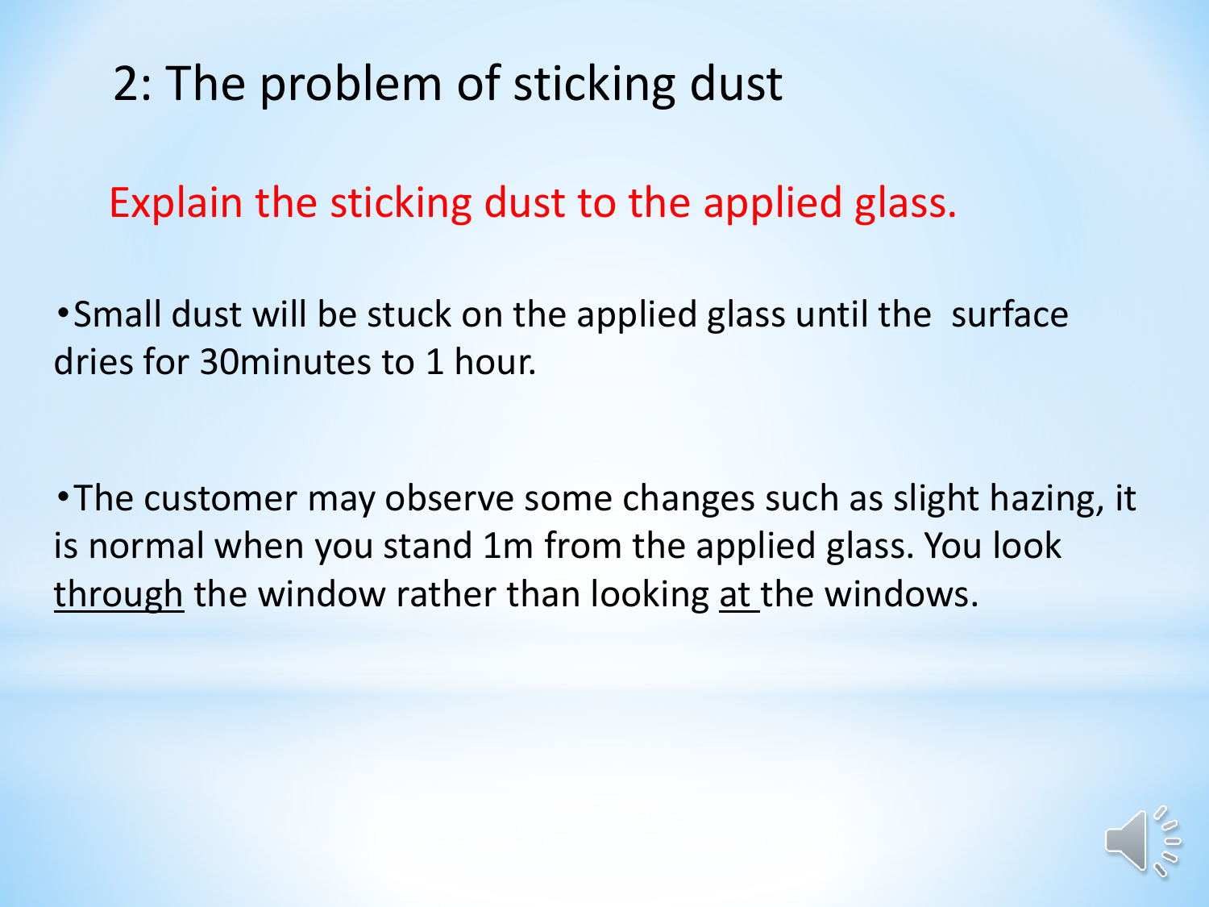# 2: The problem of sticking dust

Explain the sticking dust to the applied glass.

- Small dust will be stuck on the applied glass until the surface dries for 30minutes to 1 hour.

- The customer may observe some changes such as slight hazing, it is normal when you stand 1m from the applied glass. You look <u>through</u> the window rather than looking <u>at</u> the windows.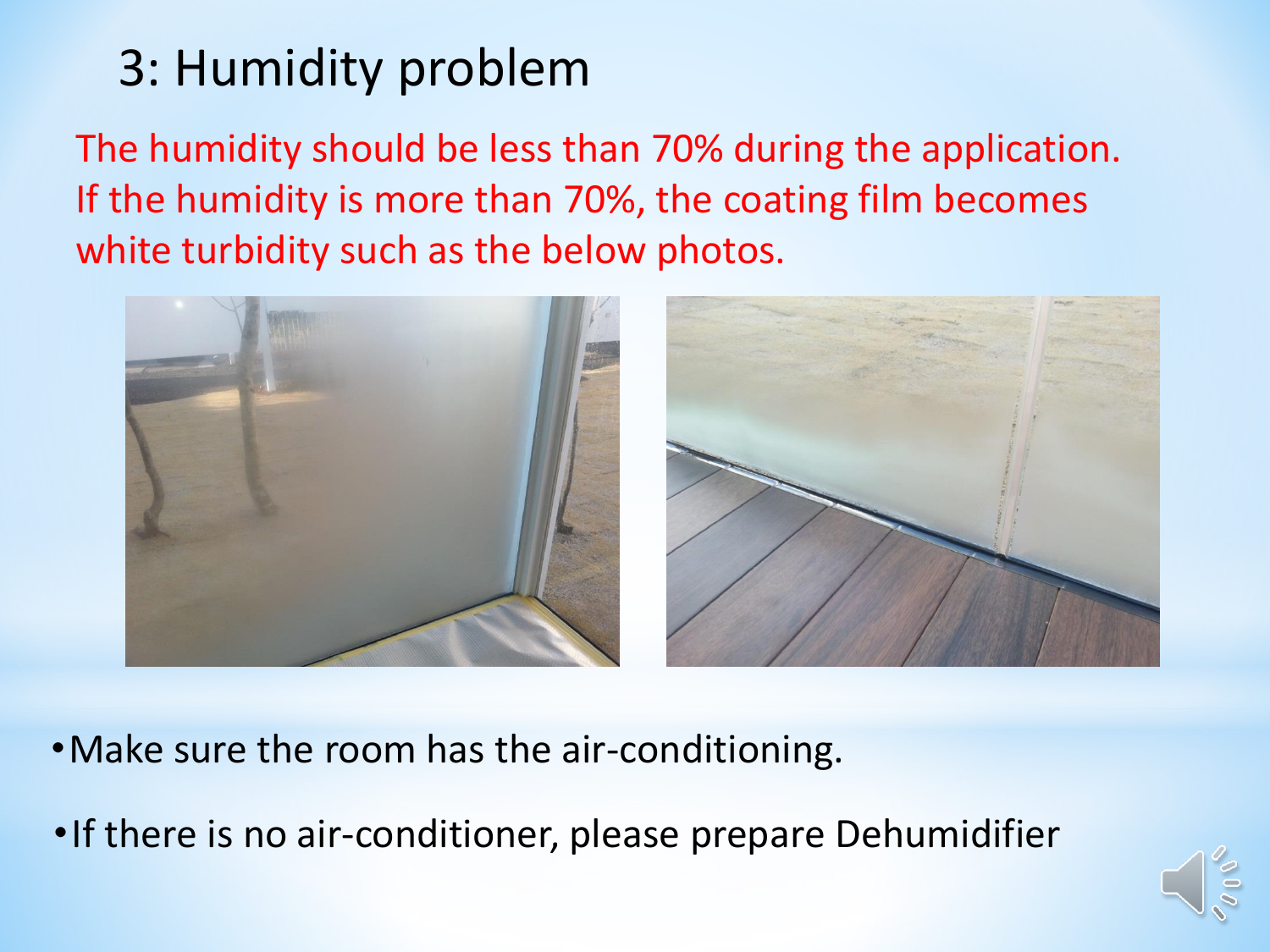# 3: Humidity problem

The humidity should be less than 70% during the application. If the humidity is more than 70%, the coating film becomes white turbidity such as the below photos.

- Make sure the room has the air-conditioning.
- If there is no air-conditioner, please prepare Dehumidifier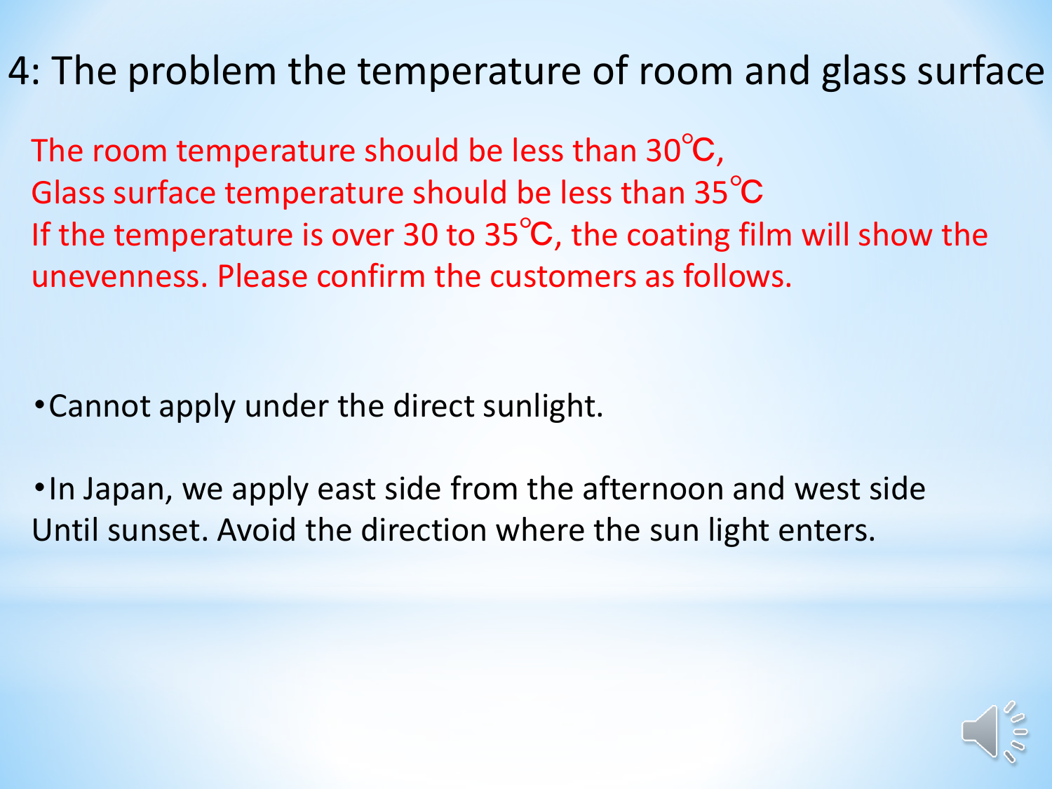# 4: The problem the temperature of room and glass surface

The room temperature should be less than 30℃,
Glass surface temperature should be less than 35℃
If the temperature is over 30 to 35℃, the coating film will show the unevenness. Please confirm the customers as follows.

- Cannot apply under the direct sunlight.

- In Japan, we apply east side from the afternoon and west side Until sunset. Avoid the direction where the sun light enters.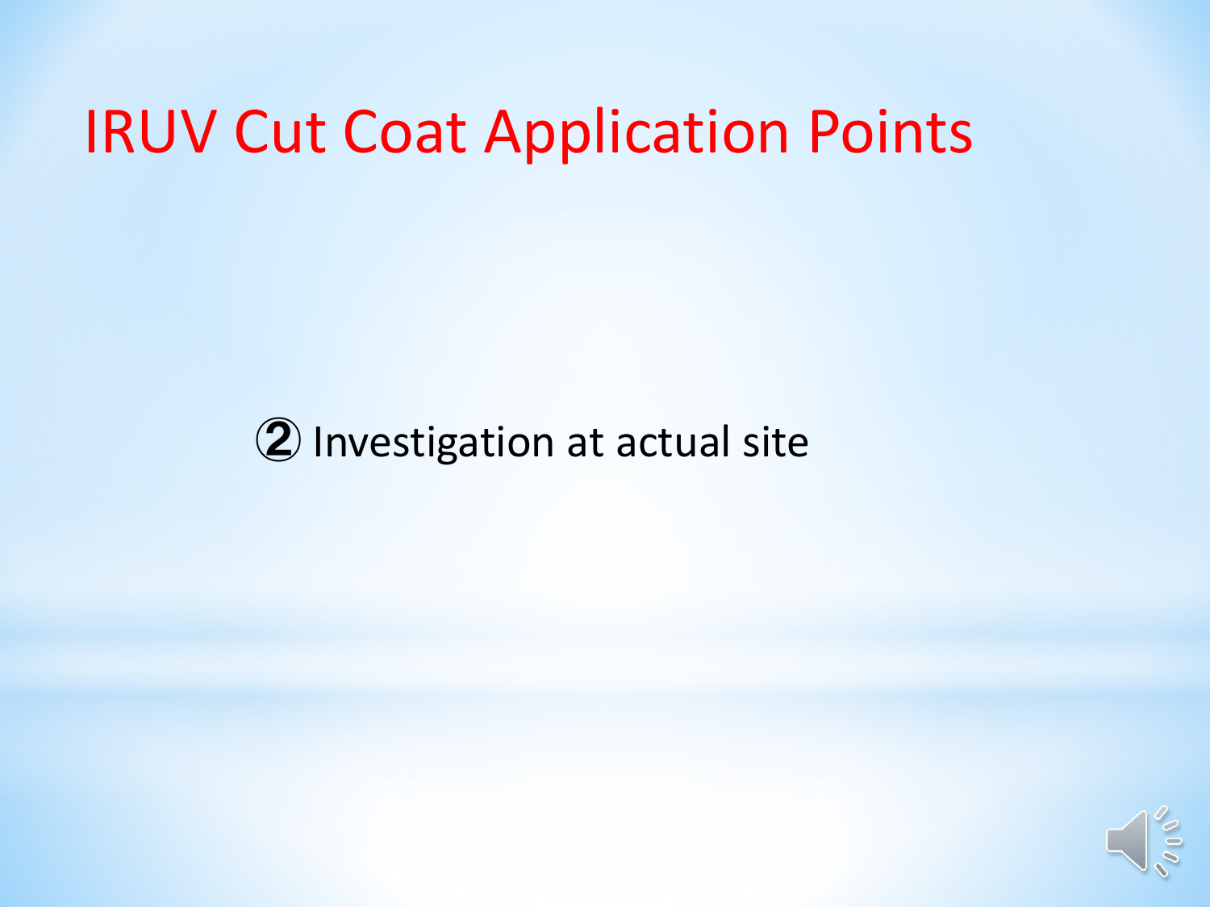# IRUV Cut Coat Application Points

② Investigation at actual site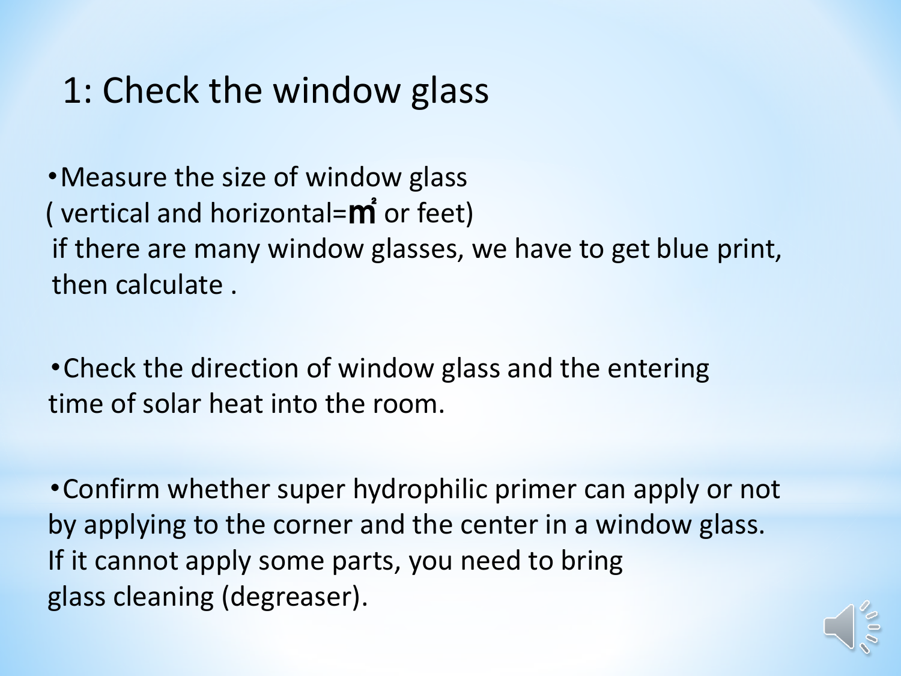# 1: Check the window glass

- Measure the size of window glass
( vertical and horizontal=$m^2$ or feet)
if there are many window glasses, we have to get blue print, then calculate .

- Check the direction of window glass and the entering time of solar heat into the room.

- Confirm whether super hydrophilic primer can apply or not by applying to the corner and the center in a window glass. If it cannot apply some parts, you need to bring glass cleaning (degreaser).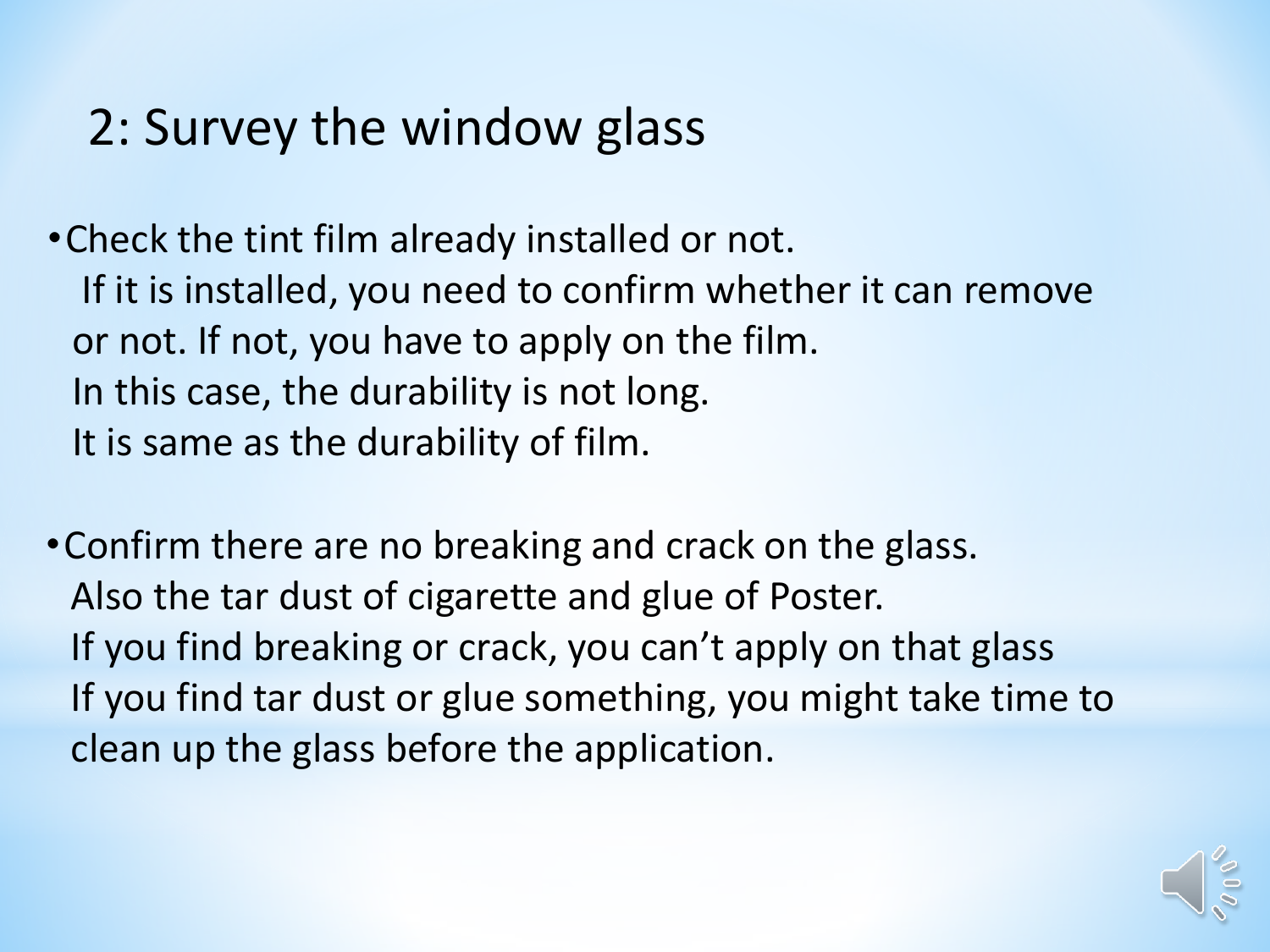## 2: Survey the window glass

- Check the tint film already installed or not.
  If it is installed, you need to confirm whether it can remove or not. If not, you have to apply on the film.
  In this case, the durability is not long.
  It is same as the durability of film.

- Confirm there are no breaking and crack on the glass.
  Also the tar dust of cigarette and glue of Poster.
  If you find breaking or crack, you can't apply on that glass
  If you find tar dust or glue something, you might take time to clean up the glass before the application.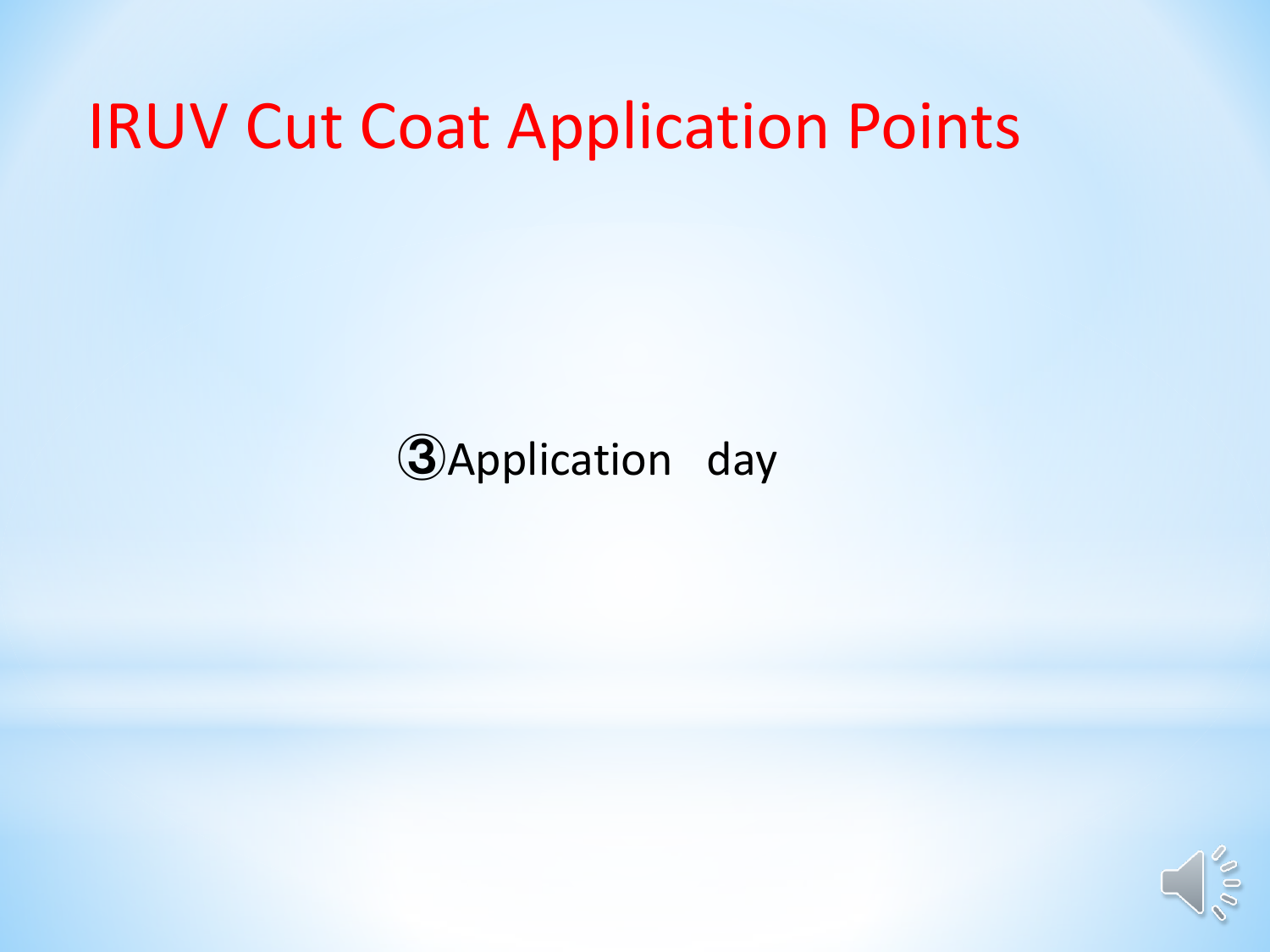# IRUV Cut Coat Application Points

③Application　day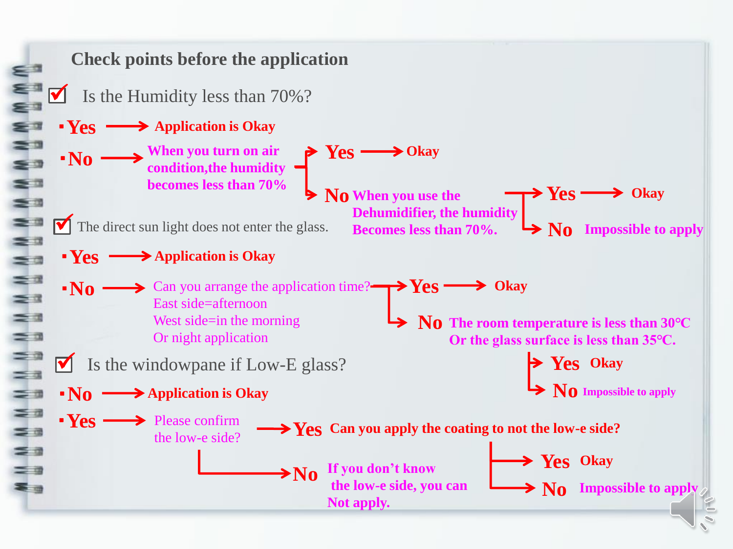## Check points before the application

☑ Is the Humidity less than 70%?

- Yes → Application is Okay
- No → When you turn on air condition,the humidity becomes less than 70%
  - Yes → Okay
  - No When you use the Dehumidifier, the humidity Becomes less than 70%.
    - Yes → Okay
    - No Impossible to apply

☑ The direct sun light does not enter the glass.

- Yes → Application is Okay
- No → Can you arrange the application time? East side=afternoon West side=in the morning Or night application
  - Yes → Okay
  - No The room temperature is less than 30°C Or the glass surface is less than 35°C.
    - Yes Okay
    - No Impossible to apply

☑ Is the windowpane if Low-E glass?

- No → Application is Okay
- Yes → Please confirm the low-e side?
  - Yes Can you apply the coating to not the low-e side?
    - Yes Okay
    - No Impossible to apply
  - No If you don't know the low-e side, you can Not apply.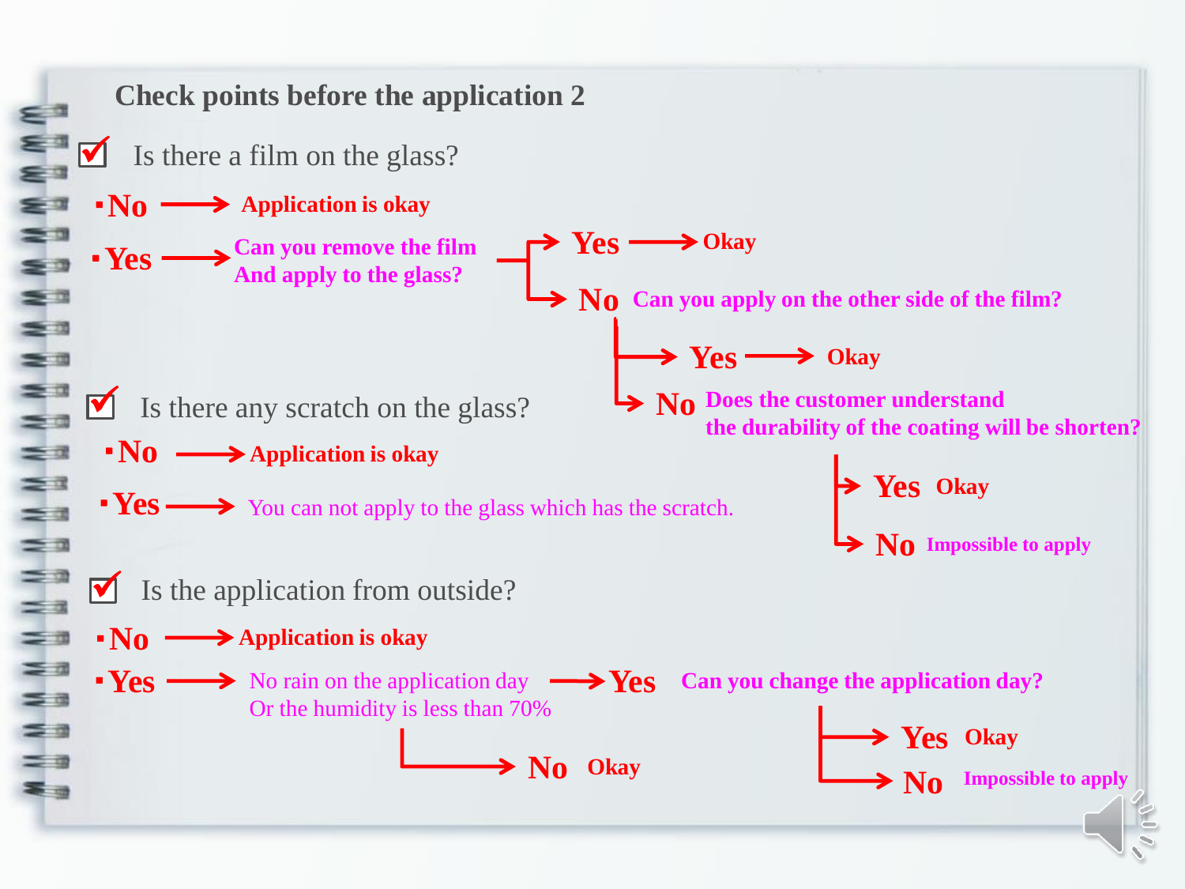## Check points before the application 2

☑ Is there a film on the glass?

- No → Application is okay
- Yes → Can you remove the film And apply to the glass?
  - Yes → Okay
  - No Can you apply on the other side of the film?
    - Yes → Okay
    - No Does the customer understand the durability of the coating will be shorten?
      - Yes Okay
      - No Impossible to apply

☑ Is there any scratch on the glass?

- No → Application is okay
- Yes → You can not apply to the glass which has the scratch.

☑ Is the application from outside?

- No → Application is okay
- Yes → No rain on the application day Or the humidity is less than 70%
  - Yes Can you change the application day?
    - Yes Okay
    - No Impossible to apply
  - No Okay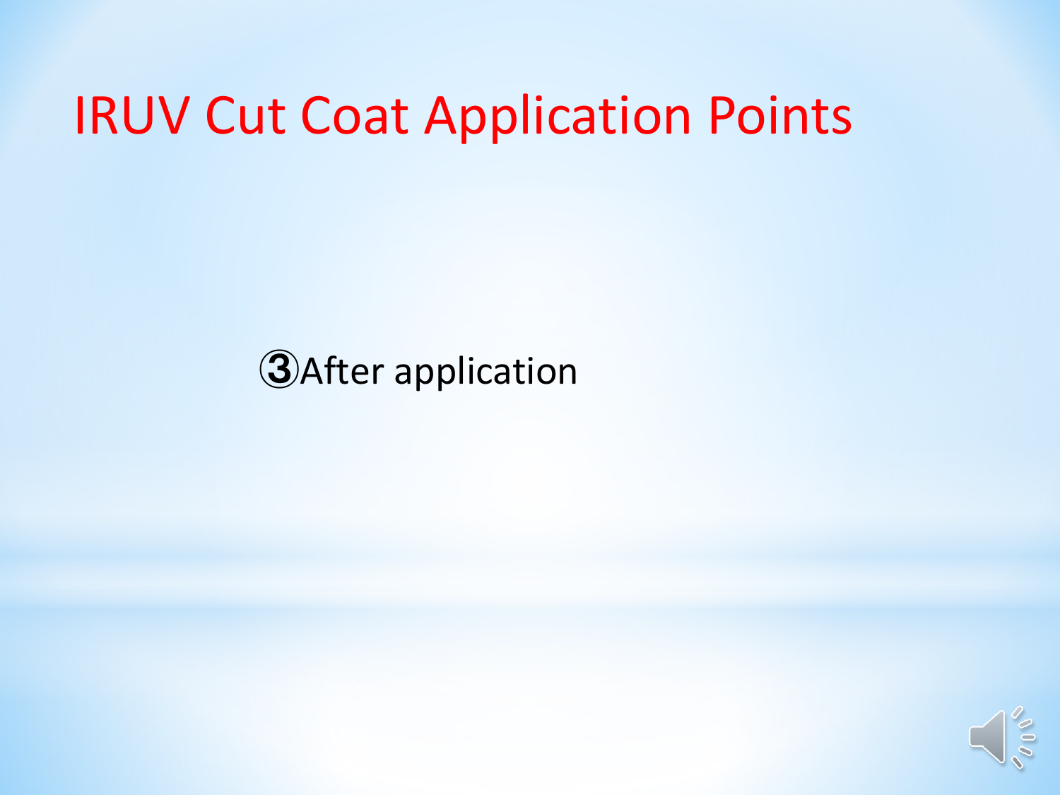# IRUV Cut Coat Application Points

③After application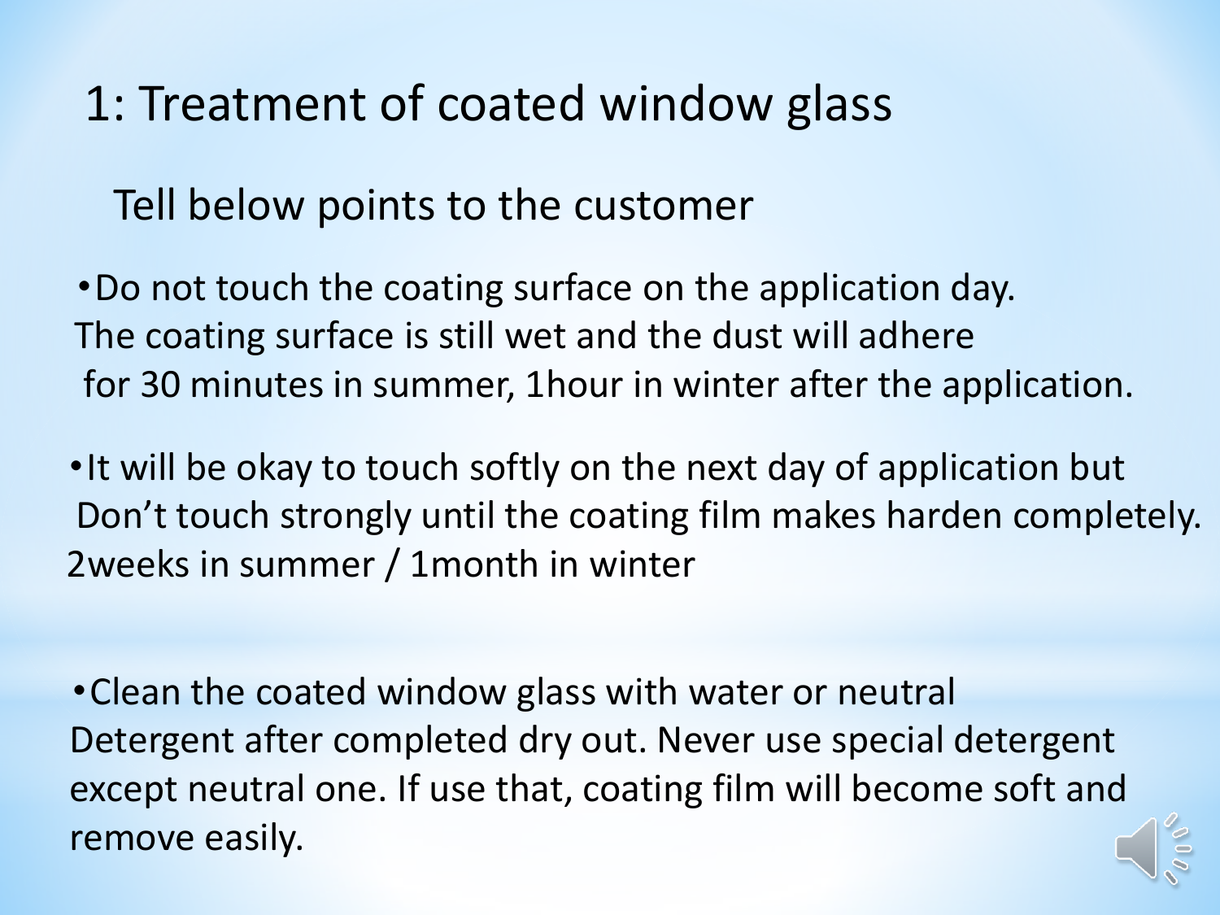# 1: Treatment of coated window glass

Tell below points to the customer

- Do not touch the coating surface on the application day.
  The coating surface is still wet and the dust will adhere
  for 30 minutes in summer, 1hour in winter after the application.

- It will be okay to touch softly on the next day of application but
  Don't touch strongly until the coating film makes harden completely.
  2weeks in summer / 1month in winter

- Clean the coated window glass with water or neutral
  Detergent after completed dry out. Never use special detergent
  except neutral one. If use that, coating film will become soft and
  remove easily.